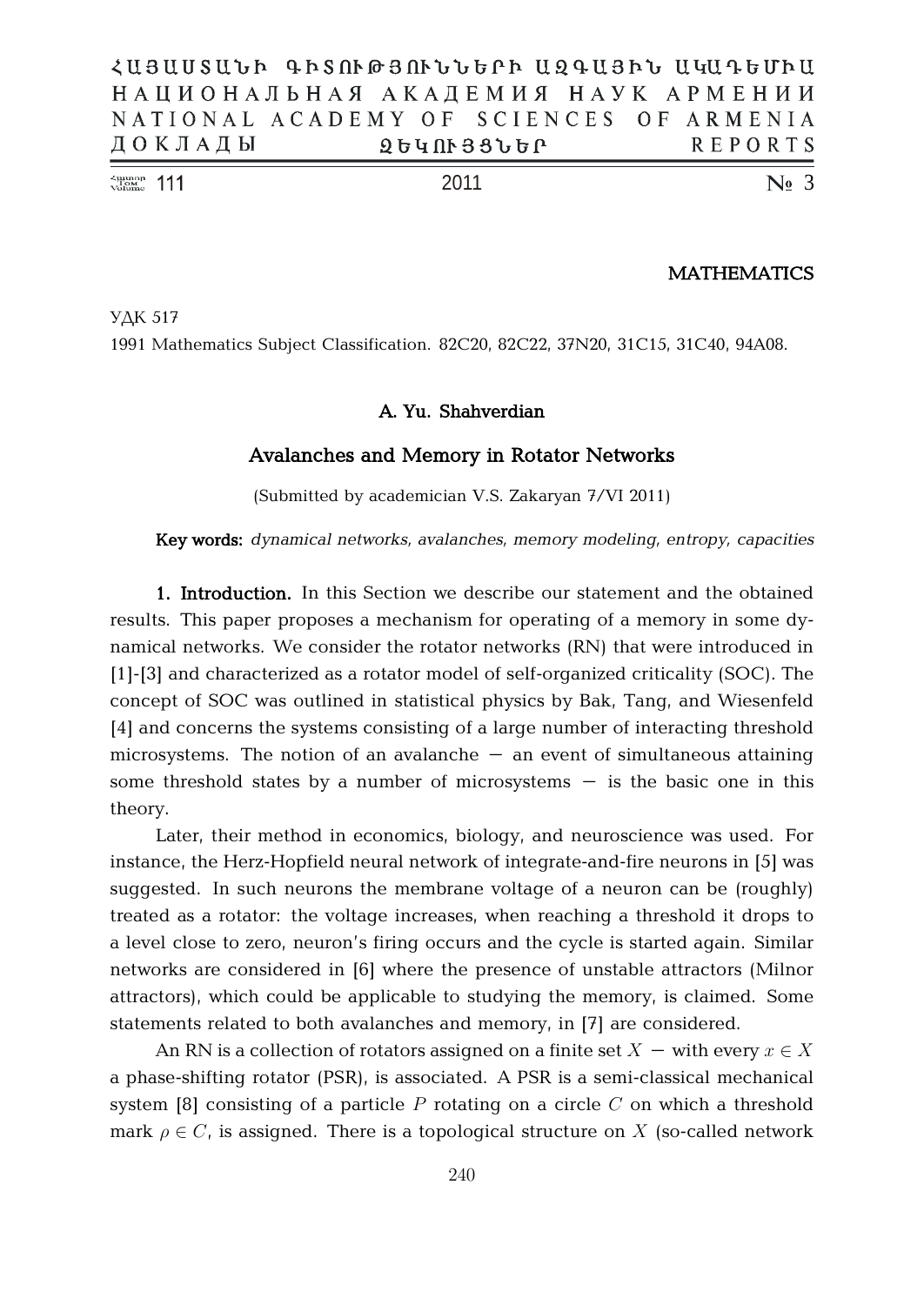ՀԱՅԱՍՏԱՆԻ ԳԻՏՈՒԹՅՈՒՆՆԵՐԻ ԱԶԳԱՅԻՆ ԱԿԱԴԵՄԻԱ
НАЦИОНАЛЬНАЯ АКАДЕМИЯ НАУК АРМЕНИИ
NATIONAL ACADEMY OF SCIENCES OF ARMENIA
ДОКЛАДЫ ԶԵԿՈՒՅՑՆԵՐ REPORTS

Հատոր Том Volume 111 2011 № 3

MATHEMATICS

УДК 517

1991 Mathematics Subject Classification. 82C20, 82C22, 37N20, 31C15, 31C40, 94A08.

**A. Yu. Shahverdian**

# Avalanches and Memory in Rotator Networks

(Submitted by academician V.S. Zakaryan 7/VI 2011)

**Key words:** *dynamical networks, avalanches, memory modeling, entropy, capacities*

**1. Introduction.** In this Section we describe our statement and the obtained results. This paper proposes a mechanism for operating of a memory in some dynamical networks. We consider the rotator networks (RN) that were introduced in [1]-[3] and characterized as a rotator model of self-organized criticality (SOC). The concept of SOC was outlined in statistical physics by Bak, Tang, and Wiesenfeld [4] and concerns the systems consisting of a large number of interacting threshold microsystems. The notion of an avalanche − an event of simultaneous attaining some threshold states by a number of microsystems − is the basic one in this theory.

Later, their method in economics, biology, and neuroscience was used. For instance, the Herz-Hopfield neural network of integrate-and-fire neurons in [5] was suggested. In such neurons the membrane voltage of a neuron can be (roughly) treated as a rotator: the voltage increases, when reaching a threshold it drops to a level close to zero, neuron's firing occurs and the cycle is started again. Similar networks are considered in [6] where the presence of unstable attractors (Milnor attractors), which could be applicable to studying the memory, is claimed. Some statements related to both avalanches and memory, in [7] are considered.

An RN is a collection of rotators assigned on a finite set $X$ − with every $x \in X$ a phase-shifting rotator (PSR), is associated. A PSR is a semi-classical mechanical system [8] consisting of a particle $P$ rotating on a circle $C$ on which a threshold mark $\rho \in C$, is assigned. There is a topological structure on $X$ (so-called network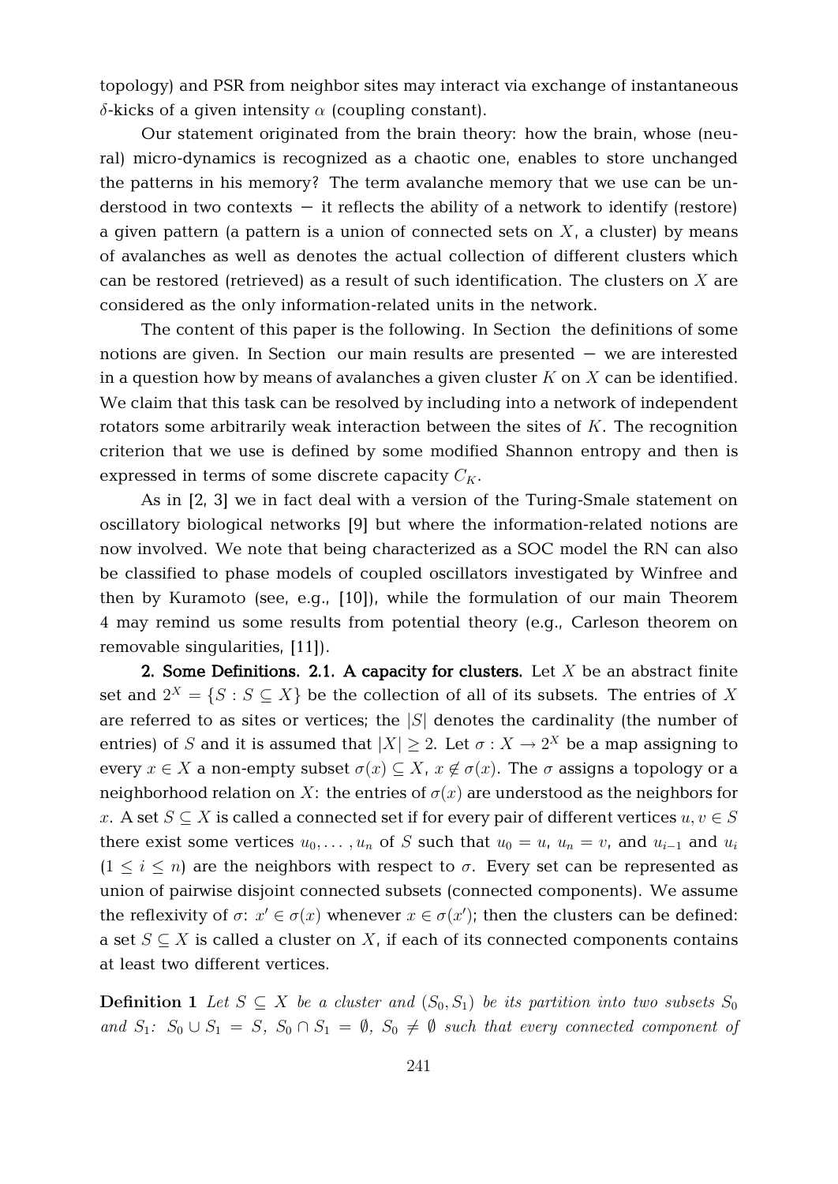topology) and PSR from neighbor sites may interact via exchange of instantaneous $\delta$-kicks of a given intensity $\alpha$ (coupling constant).

Our statement originated from the brain theory: how the brain, whose (neural) micro-dynamics is recognized as a chaotic one, enables to store unchanged the patterns in his memory? The term avalanche memory that we use can be understood in two contexts − it reflects the ability of a network to identify (restore) a given pattern (a pattern is a union of connected sets on $X$, a cluster) by means of avalanches as well as denotes the actual collection of different clusters which can be restored (retrieved) as a result of such identification. The clusters on $X$ are considered as the only information-related units in the network.

The content of this paper is the following. In Section the definitions of some notions are given. In Section our main results are presented − we are interested in a question how by means of avalanches a given cluster $K$ on $X$ can be identified. We claim that this task can be resolved by including into a network of independent rotators some arbitrarily weak interaction between the sites of $K$. The recognition criterion that we use is defined by some modified Shannon entropy and then is expressed in terms of some discrete capacity $C_K$.

As in [2, 3] we in fact deal with a version of the Turing-Smale statement on oscillatory biological networks [9] but where the information-related notions are now involved. We note that being characterized as a SOC model the RN can also be classified to phase models of coupled oscillators investigated by Winfree and then by Kuramoto (see, e.g., [10]), while the formulation of our main Theorem 4 may remind us some results from potential theory (e.g., Carleson theorem on removable singularities, [11]).

**2. Some Definitions. 2.1. A capacity for clusters.** Let $X$ be an abstract finite set and $2^X = \{S : S \subseteq X\}$ be the collection of all of its subsets. The entries of $X$ are referred to as sites or vertices; the $|S|$ denotes the cardinality (the number of entries) of $S$ and it is assumed that $|X| \geq 2$. Let $\sigma : X \to 2^X$ be a map assigning to every $x \in X$ a non-empty subset $\sigma(x) \subseteq X$, $x \notin \sigma(x)$. The $\sigma$ assigns a topology or a neighborhood relation on $X$: the entries of $\sigma(x)$ are understood as the neighbors for $x$. A set $S \subseteq X$ is called a connected set if for every pair of different vertices $u, v \in S$ there exist some vertices $u_0, \dots, u_n$ of $S$ such that $u_0 = u$, $u_n = v$, and $u_{i-1}$ and $u_i$ $(1 \leq i \leq n)$ are the neighbors with respect to $\sigma$. Every set can be represented as union of pairwise disjoint connected subsets (connected components). We assume the reflexivity of $\sigma$: $x' \in \sigma(x)$ whenever $x \in \sigma(x')$; then the clusters can be defined: a set $S \subseteq X$ is called a cluster on $X$, if each of its connected components contains at least two different vertices.

**Definition 1** *Let $S \subseteq X$ be a cluster and $(S_0, S_1)$ be its partition into two subsets $S_0$ and $S_1$: $S_0 \cup S_1 = S$, $S_0 \cap S_1 = \emptyset$, $S_0 \neq \emptyset$ such that every connected component of*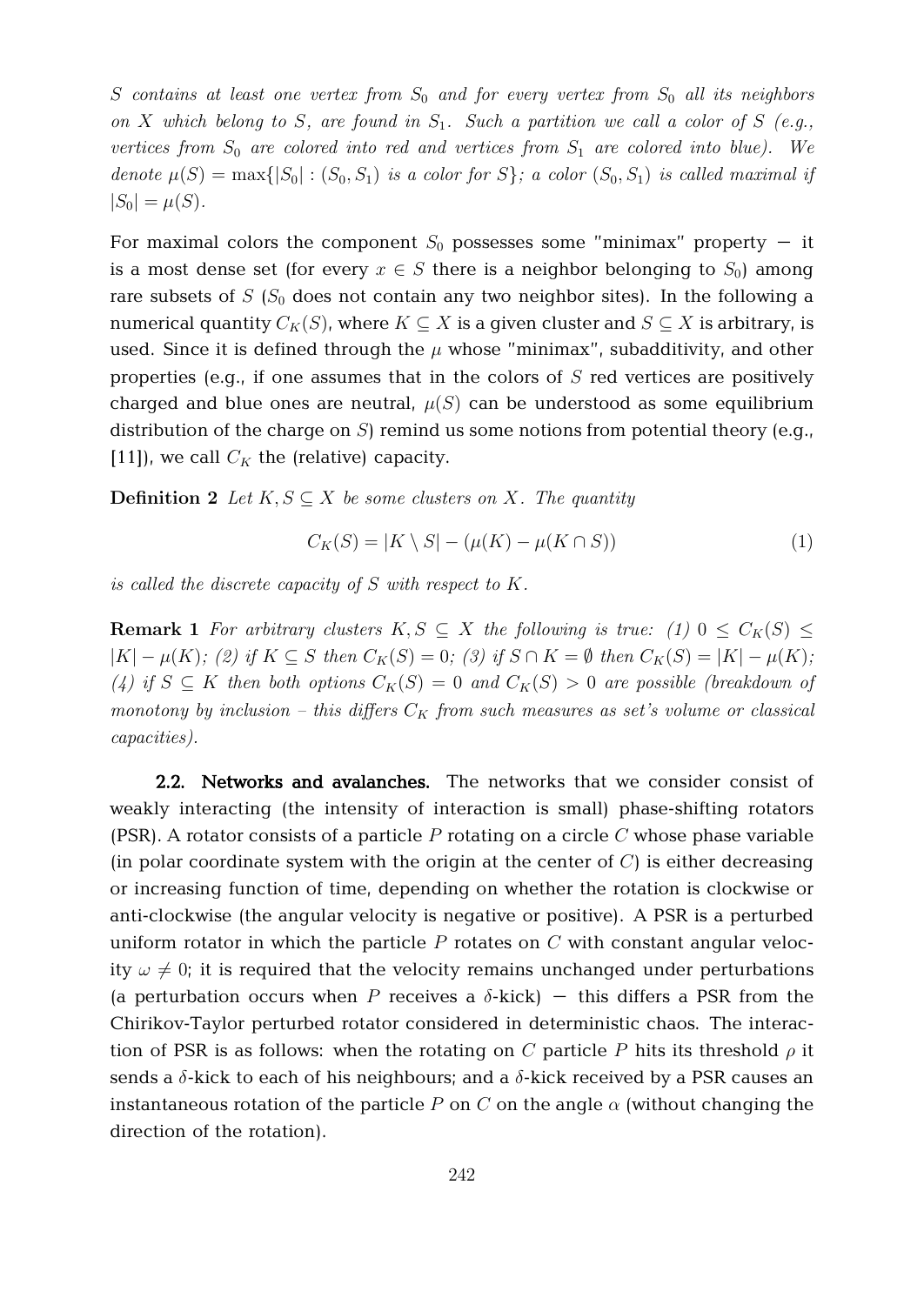*$S$ contains at least one vertex from $S_0$ and for every vertex from $S_0$ all its neighbors on $X$ which belong to $S$, are found in $S_1$. Such a partition we call a color of $S$ (e.g., vertices from $S_0$ are colored into red and vertices from $S_1$ are colored into blue). We denote $\mu(S) = \max\{|S_0| : (S_0, S_1)$ is a color for $S\}$; a color $(S_0, S_1)$ is called maximal if $|S_0| = \mu(S)$.*

For maximal colors the component $S_0$ possesses some "minimax" property − it is a most dense set (for every $x \in S$ there is a neighbor belonging to $S_0$) among rare subsets of $S$ ($S_0$ does not contain any two neighbor sites). In the following a numerical quantity $C_K(S)$, where $K \subseteq X$ is a given cluster and $S \subseteq X$ is arbitrary, is used. Since it is defined through the $\mu$ whose "minimax", subadditivity, and other properties (e.g., if one assumes that in the colors of $S$ red vertices are positively charged and blue ones are neutral, $\mu(S)$ can be understood as some equilibrium distribution of the charge on $S$) remind us some notions from potential theory (e.g., [11]), we call $C_K$ the (relative) capacity.

**Definition 2** *Let $K, S \subseteq X$ be some clusters on $X$. The quantity*

$$C_K(S) = |K \setminus S| - (\mu(K) - \mu(K \cap S)) \tag{1}$$

*is called the discrete capacity of $S$ with respect to $K$.*

**Remark 1** *For arbitrary clusters $K, S \subseteq X$ the following is true: (1) $0 \le C_K(S) \le |K| - \mu(K)$; (2) if $K \subseteq S$ then $C_K(S) = 0$; (3) if $S \cap K = \emptyset$ then $C_K(S) = |K| - \mu(K)$; (4) if $S \subseteq K$ then both options $C_K(S) = 0$ and $C_K(S) > 0$ are possible (breakdown of monotony by inclusion – this differs $C_K$ from such measures as set's volume or classical capacities).*

**2.2. Networks and avalanches.** The networks that we consider consist of weakly interacting (the intensity of interaction is small) phase-shifting rotators (PSR). A rotator consists of a particle $P$ rotating on a circle $C$ whose phase variable (in polar coordinate system with the origin at the center of $C$) is either decreasing or increasing function of time, depending on whether the rotation is clockwise or anti-clockwise (the angular velocity is negative or positive). A PSR is a perturbed uniform rotator in which the particle $P$ rotates on $C$ with constant angular velocity $\omega \neq 0$; it is required that the velocity remains unchanged under perturbations (a perturbation occurs when $P$ receives a $\delta$-kick) − this differs a PSR from the Chirikov-Taylor perturbed rotator considered in deterministic chaos. The interaction of PSR is as follows: when the rotating on $C$ particle $P$ hits its threshold $\rho$ it sends a $\delta$-kick to each of his neighbours; and a $\delta$-kick received by a PSR causes an instantaneous rotation of the particle $P$ on $C$ on the angle $\alpha$ (without changing the direction of the rotation).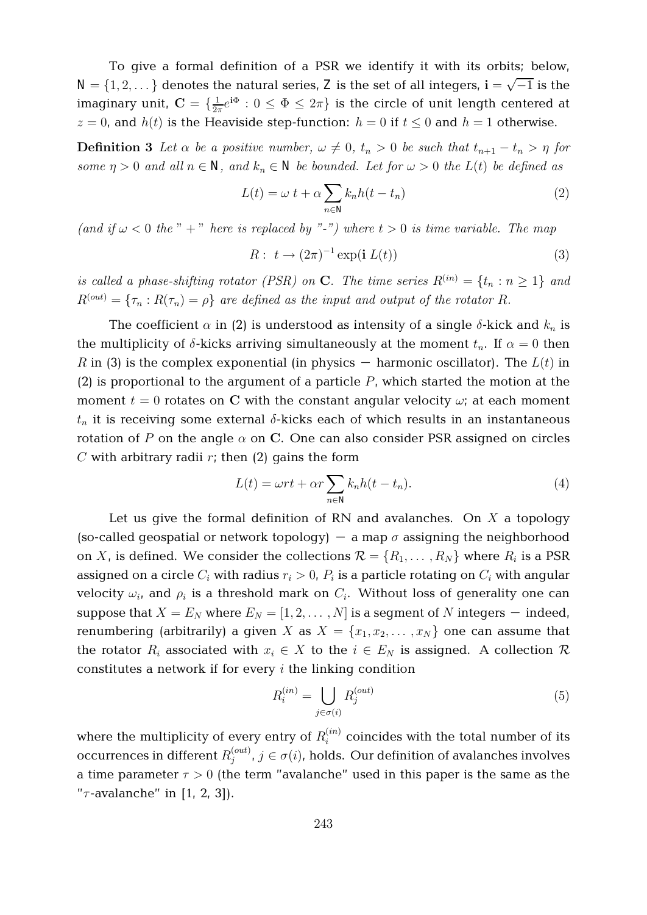To give a formal definition of a PSR we identify it with its orbits; below, $\mathsf{N} = \{1, 2, \dots\}$ denotes the natural series, $\mathsf{Z}$ is the set of all integers, $\mathbf{i} = \sqrt{-1}$ is the imaginary unit, $\mathbf{C} = \{\frac{1}{2\pi}e^{\mathbf{i}\Phi} : 0 \leq \Phi \leq 2\pi\}$ is the circle of unit length centered at $z = 0$, and $h(t)$ is the Heaviside step-function: $h = 0$ if $t \leq 0$ and $h = 1$ otherwise.

**Definition 3** *Let $\alpha$ be a positive number, $\omega \neq 0$, $t_n > 0$ be such that $t_{n+1} - t_n > \eta$ for some $\eta > 0$ and all $n \in \mathsf{N}$, and $k_n \in \mathsf{N}$ be bounded. Let for $\omega > 0$ the $L(t)$ be defined as*

$$L(t) = \omega\, t + \alpha \sum_{n \in \mathsf{N}} k_n h(t - t_n) \tag{2}$$

*(and if $\omega < 0$ the " $+$ " here is replaced by "-") where $t > 0$ is time variable. The map*

$$R:\ t \rightarrow (2\pi)^{-1} \exp(\mathbf{i}\ L(t)) \tag{3}$$

*is called a phase-shifting rotator (PSR) on $\mathbf{C}$. The time series $R^{(in)} = \{t_n : n \geq 1\}$ and $R^{(out)} = \{\tau_n : R(\tau_n) = \rho\}$ are defined as the input and output of the rotator $R$.*

The coefficient $\alpha$ in (2) is understood as intensity of a single $\delta$-kick and $k_n$ is the multiplicity of $\delta$-kicks arriving simultaneously at the moment $t_n$. If $\alpha = 0$ then $R$ in (3) is the complex exponential (in physics $-$ harmonic oscillator). The $L(t)$ in (2) is proportional to the argument of a particle $P$, which started the motion at the moment $t = 0$ rotates on $\mathbf{C}$ with the constant angular velocity $\omega$; at each moment $t_n$ it is receiving some external $\delta$-kicks each of which results in an instantaneous rotation of $P$ on the angle $\alpha$ on $\mathbf{C}$. One can also consider PSR assigned on circles $C$ with arbitrary radii $r$; then (2) gains the form

$$L(t) = \omega r t + \alpha r \sum_{n \in \mathsf{N}} k_n h(t - t_n). \tag{4}$$

Let us give the formal definition of RN and avalanches. On $X$ a topology (so-called geospatial or network topology) $-$ a map $\sigma$ assigning the neighborhood on $X$, is defined. We consider the collections $\mathcal{R} = \{R_1, \dots, R_N\}$ where $R_i$ is a PSR assigned on a circle $C_i$ with radius $r_i > 0$, $P_i$ is a particle rotating on $C_i$ with angular velocity $\omega_i$, and $\rho_i$ is a threshold mark on $C_i$. Without loss of generality one can suppose that $X = E_N$ where $E_N = [1, 2, \dots, N]$ is a segment of $N$ integers $-$ indeed, renumbering (arbitrarily) a given $X$ as $X = \{x_1, x_2, \dots, x_N\}$ one can assume that the rotator $R_i$ associated with $x_i \in X$ to the $i \in E_N$ is assigned. A collection $\mathcal{R}$ constitutes a network if for every $i$ the linking condition

$$R_i^{(in)} = \bigcup_{j \in \sigma(i)} R_j^{(out)} \tag{5}$$

where the multiplicity of every entry of $R_i^{(in)}$ coincides with the total number of its occurrences in different $R_j^{(out)}$, $j \in \sigma(i)$, holds. Our definition of avalanches involves a time parameter $\tau > 0$ (the term "avalanche" used in this paper is the same as the "$\tau$-avalanche" in [1, 2, 3]).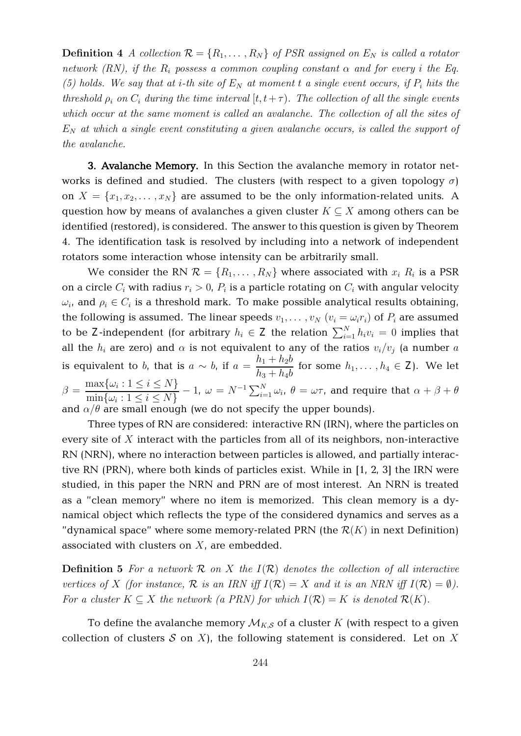**Definition 4** *A collection $\mathcal{R} = \{R_1, \ldots, R_N\}$ of PSR assigned on $E_N$ is called a rotator network (RN), if the $R_i$ possess a common coupling constant $\alpha$ and for every $i$ the Eq. (5) holds. We say that at $i$-th site of $E_N$ at moment $t$ a single event occurs, if $P_i$ hits the threshold $\rho_i$ on $C_i$ during the time interval $[t, t+\tau)$. The collection of all the single events which occur at the same moment is called an avalanche. The collection of all the sites of $E_N$ at which a single event constituting a given avalanche occurs, is called the support of the avalanche.*

**3. Avalanche Memory.** In this Section the avalanche memory in rotator networks is defined and studied. The clusters (with respect to a given topology $\sigma$) on $X = \{x_1, x_2, \ldots, x_N\}$ are assumed to be the only information-related units. A question how by means of avalanches a given cluster $K \subseteq X$ among others can be identified (restored), is considered. The answer to this question is given by Theorem 4. The identification task is resolved by including into a network of independent rotators some interaction whose intensity can be arbitrarily small.

We consider the RN $\mathcal{R} = \{R_1, \ldots, R_N\}$ where associated with $x_i$ $R_i$ is a PSR on a circle $C_i$ with radius $r_i > 0$, $P_i$ is a particle rotating on $C_i$ with angular velocity $\omega_i$, and $\rho_i \in C_i$ is a threshold mark. To make possible analytical results obtaining, the following is assumed. The linear speeds $v_1, \ldots, v_N$ ($v_i = \omega_i r_i$) of $P_i$ are assumed to be $\mathsf{Z}$-independent (for arbitrary $h_i \in \mathsf{Z}$ the relation $\sum_{i=1}^{N} h_i v_i = 0$ implies that all the $h_i$ are zero) and $\alpha$ is not equivalent to any of the ratios $v_i/v_j$ (a number $a$ is equivalent to $b$, that is $a \sim b$, if $a = \dfrac{h_1 + h_2 b}{h_3 + h_4 b}$ for some $h_1, \ldots, h_4 \in \mathsf{Z}$). We let $\beta = \dfrac{\max\{\omega_i : 1 \le i \le N\}}{\min\{\omega_i : 1 \le i \le N\}} - 1$, $\omega = N^{-1} \sum_{i=1}^{N} \omega_i$, $\theta = \omega\tau$, and require that $\alpha + \beta + \theta$ and $\alpha/\theta$ are small enough (we do not specify the upper bounds).

Three types of RN are considered: interactive RN (IRN), where the particles on every site of $X$ interact with the particles from all of its neighbors, non-interactive RN (NRN), where no interaction between particles is allowed, and partially interactive RN (PRN), where both kinds of particles exist. While in [1, 2, 3] the IRN were studied, in this paper the NRN and PRN are of most interest. An NRN is treated as a "clean memory" where no item is memorized. This clean memory is a dynamical object which reflects the type of the considered dynamics and serves as a "dynamical space" where some memory-related PRN (the $\mathcal{R}(K)$ in next Definition) associated with clusters on $X$, are embedded.

**Definition 5** *For a network $\mathcal{R}$ on $X$ the $I(\mathcal{R})$ denotes the collection of all interactive vertices of $X$ (for instance, $\mathcal{R}$ is an IRN iff $I(\mathcal{R}) = X$ and it is an NRN iff $I(\mathcal{R}) = \emptyset$). For a cluster $K \subseteq X$ the network (a PRN) for which $I(\mathcal{R}) = K$ is denoted $\mathcal{R}(K)$.*

To define the avalanche memory $\mathcal{M}_{K,\mathcal{S}}$ of a cluster $K$ (with respect to a given collection of clusters $\mathcal{S}$ on $X$), the following statement is considered. Let on $X$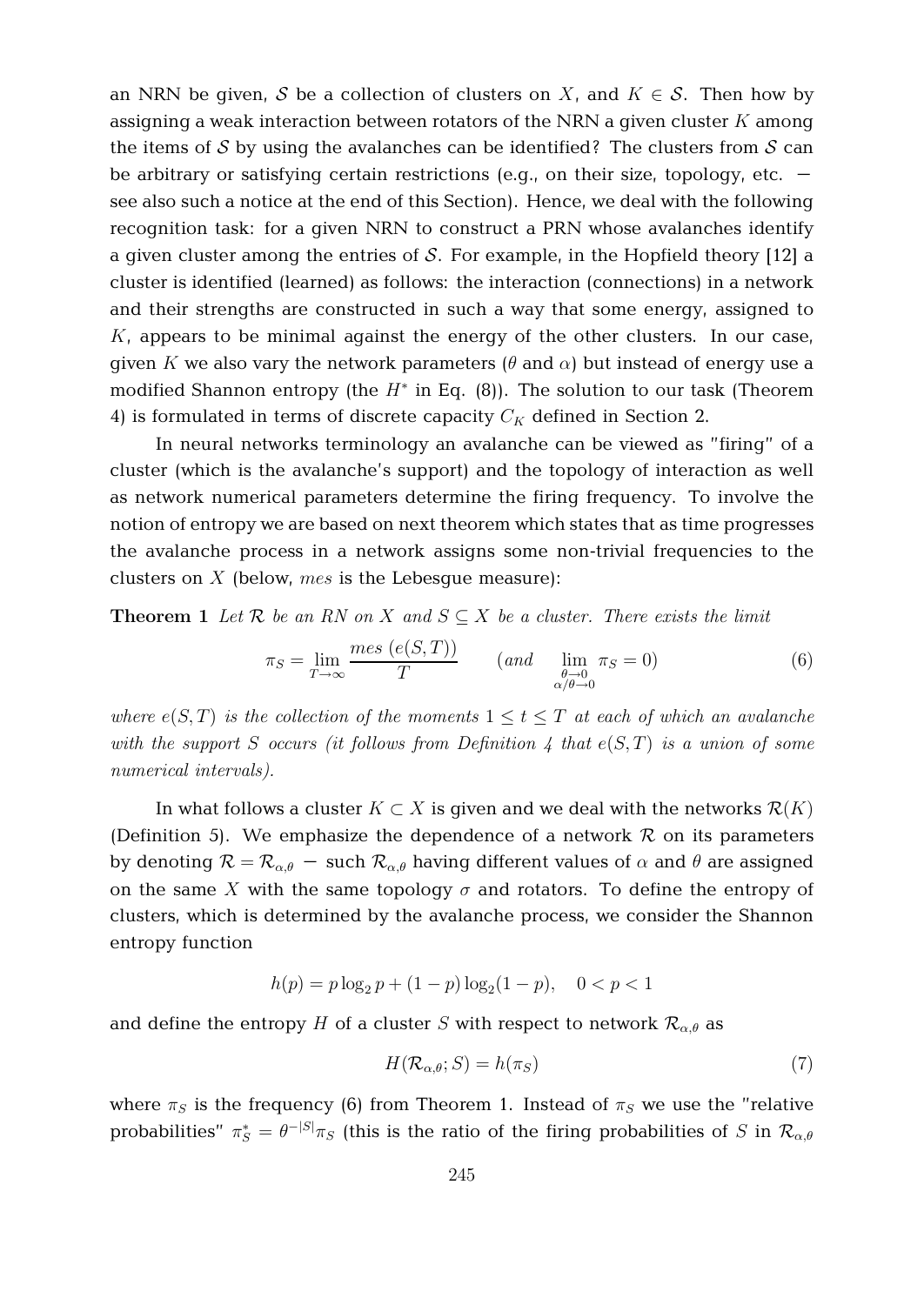an NRN be given, $\mathcal{S}$ be a collection of clusters on $X$, and $K \in \mathcal{S}$. Then how by assigning a weak interaction between rotators of the NRN a given cluster $K$ among the items of $\mathcal{S}$ by using the avalanches can be identified? The clusters from $\mathcal{S}$ can be arbitrary or satisfying certain restrictions (e.g., on their size, topology, etc. $-$ see also such a notice at the end of this Section). Hence, we deal with the following recognition task: for a given NRN to construct a PRN whose avalanches identify a given cluster among the entries of $\mathcal{S}$. For example, in the Hopfield theory [12] a cluster is identified (learned) as follows: the interaction (connections) in a network and their strengths are constructed in such a way that some energy, assigned to $K$, appears to be minimal against the energy of the other clusters. In our case, given $K$ we also vary the network parameters ($\theta$ and $\alpha$) but instead of energy use a modified Shannon entropy (the $H^*$ in Eq. (8)). The solution to our task (Theorem 4) is formulated in terms of discrete capacity $C_K$ defined in Section 2.

In neural networks terminology an avalanche can be viewed as "firing" of a cluster (which is the avalanche's support) and the topology of interaction as well as network numerical parameters determine the firing frequency. To involve the notion of entropy we are based on next theorem which states that as time progresses the avalanche process in a network assigns some non-trivial frequencies to the clusters on $X$ (below, $mes$ is the Lebesgue measure):

**Theorem 1** *Let $\mathcal{R}$ be an RN on $X$ and $S \subseteq X$ be a cluster. There exists the limit*

$$\pi_S = \lim_{T\to\infty} \frac{mes\ (e(S,T))}{T} \qquad (and \quad \lim_{\substack{\theta\to 0 \\ \alpha/\theta\to 0}} \pi_S = 0) \tag{6}$$

*where $e(S,T)$ is the collection of the moments $1 \leq t \leq T$ at each of which an avalanche with the support $S$ occurs (it follows from Definition 4 that $e(S,T)$ is a union of some numerical intervals).*

In what follows a cluster $K \subset X$ is given and we deal with the networks $\mathcal{R}(K)$ (Definition 5). We emphasize the dependence of a network $\mathcal{R}$ on its parameters by denoting $\mathcal{R} = \mathcal{R}_{\alpha,\theta}$ $-$ such $\mathcal{R}_{\alpha,\theta}$ having different values of $\alpha$ and $\theta$ are assigned on the same $X$ with the same topology $\sigma$ and rotators. To define the entropy of clusters, which is determined by the avalanche process, we consider the Shannon entropy function

$$h(p) = p\log_2 p + (1-p)\log_2(1-p), \quad 0 < p < 1$$

and define the entropy $H$ of a cluster $S$ with respect to network $\mathcal{R}_{\alpha,\theta}$ as

$$H(\mathcal{R}_{\alpha,\theta}; S) = h(\pi_S) \tag{7}$$

where $\pi_S$ is the frequency (6) from Theorem 1. Instead of $\pi_S$ we use the "relative probabilities" $\pi_S^* = \theta^{-|S|}\pi_S$ (this is the ratio of the firing probabilities of $S$ in $\mathcal{R}_{\alpha,\theta}$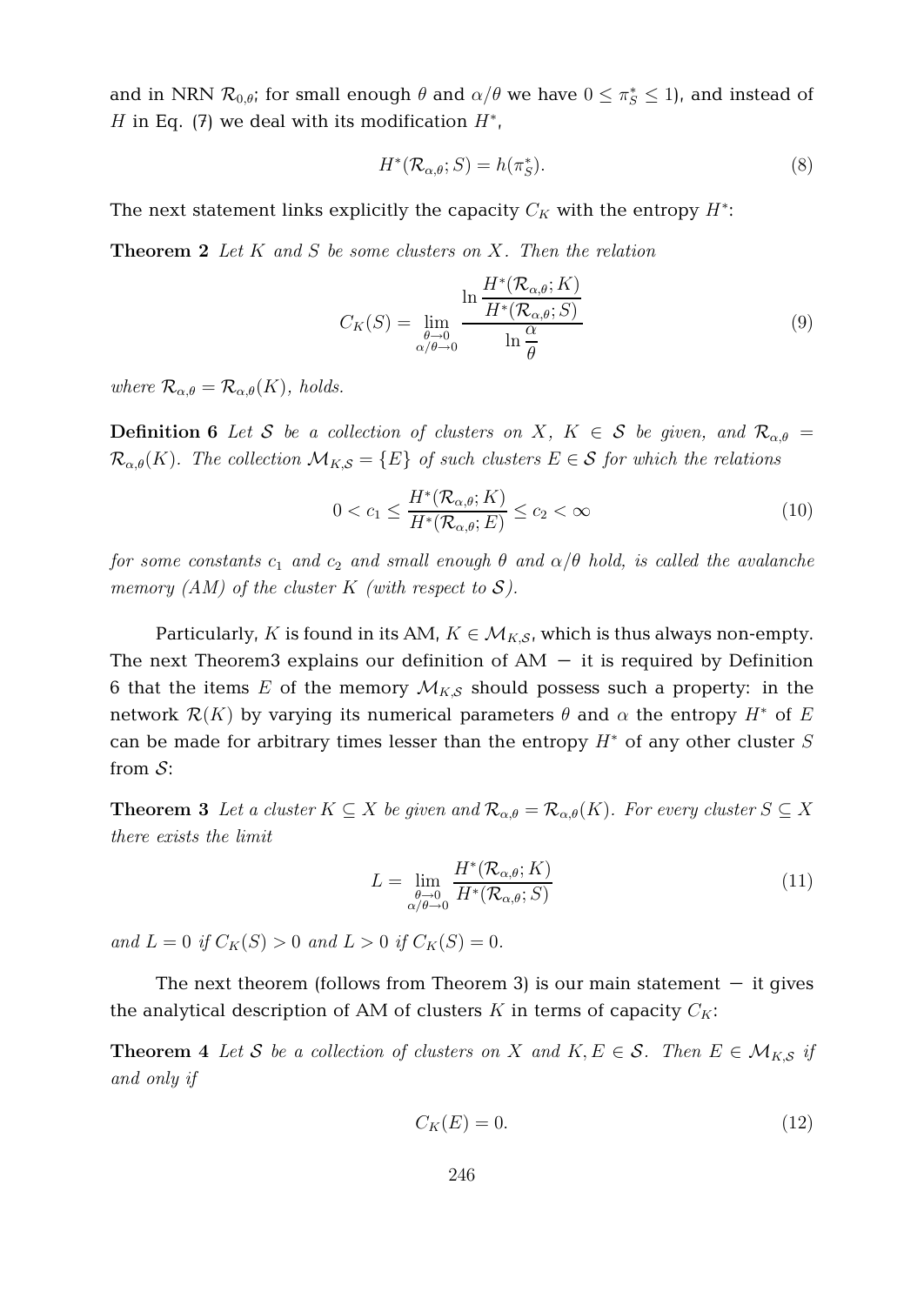and in NRN $\mathcal{R}_{0,\theta}$; for small enough $\theta$ and $\alpha/\theta$ we have $0 \le \pi_S^* \le 1$), and instead of $H$ in Eq. (7) we deal with its modification $H^*$,

$$H^*(\mathcal{R}_{\alpha,\theta}; S) = h(\pi_S^*). \tag{8}$$

The next statement links explicitly the capacity $C_K$ with the entropy $H^*$:

**Theorem 2** *Let $K$ and $S$ be some clusters on $X$. Then the relation*

$$C_K(S) = \lim_{\substack{\theta\to 0\\ \alpha/\theta\to 0}} \frac{\ln \dfrac{H^*(\mathcal{R}_{\alpha,\theta}; K)}{H^*(\mathcal{R}_{\alpha,\theta}; S)}}{\ln \dfrac{\alpha}{\theta}} \tag{9}$$

*where $\mathcal{R}_{\alpha,\theta} = \mathcal{R}_{\alpha,\theta}(K)$, holds.*

**Definition 6** *Let $\mathcal{S}$ be a collection of clusters on $X$, $K \in \mathcal{S}$ be given, and $\mathcal{R}_{\alpha,\theta} = \mathcal{R}_{\alpha,\theta}(K)$. The collection $\mathcal{M}_{K,\mathcal{S}} = \{E\}$ of such clusters $E \in \mathcal{S}$ for which the relations*

$$0 < c_1 \le \frac{H^*(\mathcal{R}_{\alpha,\theta}; K)}{H^*(\mathcal{R}_{\alpha,\theta}; E)} \le c_2 < \infty \tag{10}$$

*for some constants $c_1$ and $c_2$ and small enough $\theta$ and $\alpha/\theta$ hold, is called the avalanche memory (AM) of the cluster $K$ (with respect to $\mathcal{S}$).*

Particularly, $K$ is found in its AM, $K \in \mathcal{M}_{K,\mathcal{S}}$, which is thus always non-empty. The next Theorem3 explains our definition of AM − it is required by Definition 6 that the items $E$ of the memory $\mathcal{M}_{K,\mathcal{S}}$ should possess such a property: in the network $\mathcal{R}(K)$ by varying its numerical parameters $\theta$ and $\alpha$ the entropy $H^*$ of $E$ can be made for arbitrary times lesser than the entropy $H^*$ of any other cluster $S$ from $\mathcal{S}$:

**Theorem 3** *Let a cluster $K \subseteq X$ be given and $\mathcal{R}_{\alpha,\theta} = \mathcal{R}_{\alpha,\theta}(K)$. For every cluster $S \subseteq X$ there exists the limit*

$$L = \lim_{\substack{\theta\to 0\\ \alpha/\theta\to 0}} \frac{H^*(\mathcal{R}_{\alpha,\theta}; K)}{H^*(\mathcal{R}_{\alpha,\theta}; S)} \tag{11}$$

*and $L = 0$ if $C_K(S) > 0$ and $L > 0$ if $C_K(S) = 0$.*

The next theorem (follows from Theorem 3) is our main statement − it gives the analytical description of AM of clusters $K$ in terms of capacity $C_K$:

**Theorem 4** *Let $\mathcal{S}$ be a collection of clusters on $X$ and $K, E \in \mathcal{S}$. Then $E \in \mathcal{M}_{K,\mathcal{S}}$ if and only if*

$$C_K(E) = 0. \tag{12}$$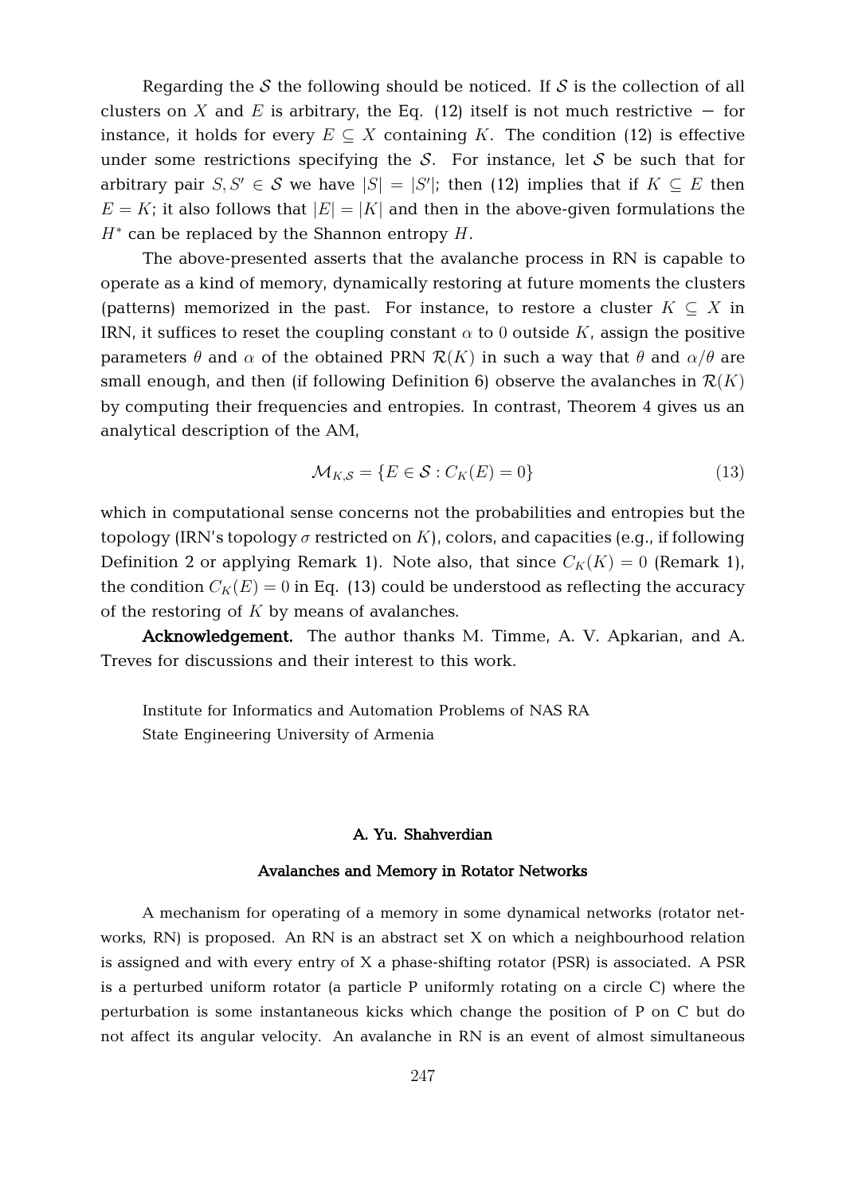Regarding the $\mathcal{S}$ the following should be noticed. If $\mathcal{S}$ is the collection of all clusters on $X$ and $E$ is arbitrary, the Eq. (12) itself is not much restrictive $-$ for instance, it holds for every $E \subseteq X$ containing $K$. The condition (12) is effective under some restrictions specifying the $\mathcal{S}$. For instance, let $\mathcal{S}$ be such that for arbitrary pair $S, S' \in \mathcal{S}$ we have $|S| = |S'|$; then (12) implies that if $K \subseteq E$ then $E = K$; it also follows that $|E| = |K|$ and then in the above-given formulations the $H^*$ can be replaced by the Shannon entropy $H$.

The above-presented asserts that the avalanche process in RN is capable to operate as a kind of memory, dynamically restoring at future moments the clusters (patterns) memorized in the past. For instance, to restore a cluster $K \subseteq X$ in IRN, it suffices to reset the coupling constant $\alpha$ to 0 outside $K$, assign the positive parameters $\theta$ and $\alpha$ of the obtained PRN $\mathcal{R}(K)$ in such a way that $\theta$ and $\alpha/\theta$ are small enough, and then (if following Definition 6) observe the avalanches in $\mathcal{R}(K)$ by computing their frequencies and entropies. In contrast, Theorem 4 gives us an analytical description of the AM,

$$\mathcal{M}_{K,\mathcal{S}} = \{E \in \mathcal{S} : C_K(E) = 0\} \tag{13}$$

which in computational sense concerns not the probabilities and entropies but the topology (IRN's topology $\sigma$ restricted on $K$), colors, and capacities (e.g., if following Definition 2 or applying Remark 1). Note also, that since $C_K(K) = 0$ (Remark 1), the condition $C_K(E) = 0$ in Eq. (13) could be understood as reflecting the accuracy of the restoring of $K$ by means of avalanches.

**Acknowledgement.** The author thanks M. Timme, A. V. Apkarian, and A. Treves for discussions and their interest to this work.

Institute for Informatics and Automation Problems of NAS RA
State Engineering University of Armenia

**A. Yu. Shahverdian**

**Avalanches and Memory in Rotator Networks**

A mechanism for operating of a memory in some dynamical networks (rotator networks, RN) is proposed. An RN is an abstract set X on which a neighbourhood relation is assigned and with every entry of X a phase-shifting rotator (PSR) is associated. A PSR is a perturbed uniform rotator (a particle P uniformly rotating on a circle C) where the perturbation is some instantaneous kicks which change the position of P on C but do not affect its angular velocity. An avalanche in RN is an event of almost simultaneous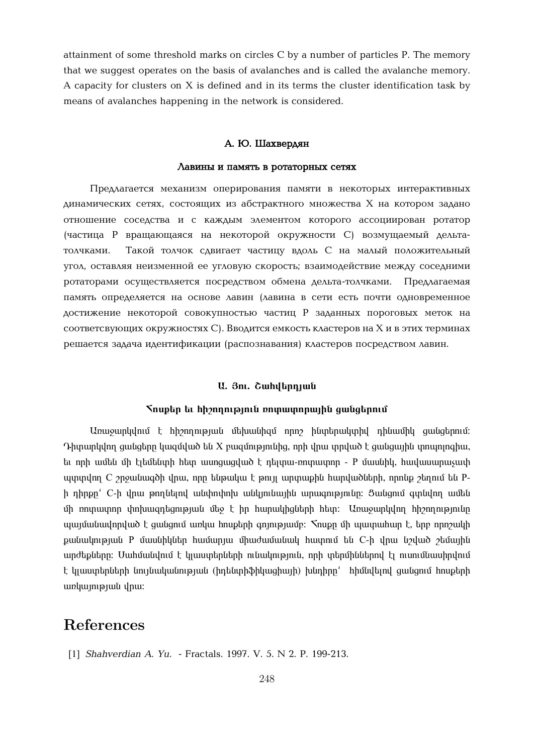attainment of some threshold marks on circles C by a number of particles P. The memory that we suggest operates on the basis of avalanches and is called the avalanche memory. A capacity for clusters on X is defined and in its terms the cluster identification task by means of avalanches happening in the network is considered.

**А. Ю. Шахвердян**

**Лавины и память в ротаторных сетях**

Предлагается механизм оперирования памяти в некоторых интерактивных динамических сетях, состоящих из абстрактного множества X на котором задано отношение соседства и с каждым элементом которого ассоциирован ротатор (частица P вращающаяся на некоторой окружности C) возмущаемый дельта-толчками. Такой толчок сдвигает частицу вдоль C на малый положительный угол, оставляя неизменной ее угловую скорость; взаимодействие между соседними ротаторами осуществляется посредством обмена дельта-толчками. Предлагаемая память определяется на основе лавин (лавина в сети есть почти одновременное достижение некоторой совокупностью частиц P заданных пороговых меток на соответсвующих окружностях C). Вводится емкость кластеров на X и в этих терминах решается задача идентификации (распознавания) кластеров посредством лавин.

**Ա. Յու. Շահվերդյան**

**Հոսքեր եւ հիշողություն ռոտատորային ցանցերում**

Առաջարկվում է հիշողության մեխանիզմ որոշ ինտերակտիվ դինամիկ ցանցերում: Դիտարկվող ցանցերը կազմված են X բազմությունից, որի վրա տրված է ցանցային տոպոլոգիա, եւ որի ամեն մի էլեմենտի հետ ասոցացված է դելտա-ռոտատոր - P մասնիկ, հավասարաչափ պտտվող C շրջանագծի վրա, որը ենթակա է թույլ արտաքին հարվածների, որոնք շեղում են P-ի դիրքը՝ C-ի վրա թողնելով անփոփոխ անկյունային արագությունը: Ցանցում գտնվող ամեն մի ռոտատոր փոխազդեցության մեջ է իր հարակիցների հետ: Առաջարկվող հիշողությունը պայմանավորված է ցանցում առկա հոսքերի գոյությամբ: Հոսքը մի պատահար է, երբ որոշակի քանակության P մասնիկներ համարյա միաժամանակ հատում են C-ի վրա նշված շեմային արժեքները: Սահմանվում է կլաստերների ունակություն, որի տերմիններով էլ ուսումնասիրվում է կլաստերների նույնականության (իդենտիֆիկացիայի) խնդիրը՝ հիմնվելով ցանցում հոսքերի առկայության վրա:

# References

[1] *Shahverdian A. Yu.* - Fractals. 1997. V. 5. N 2. P. 199-213.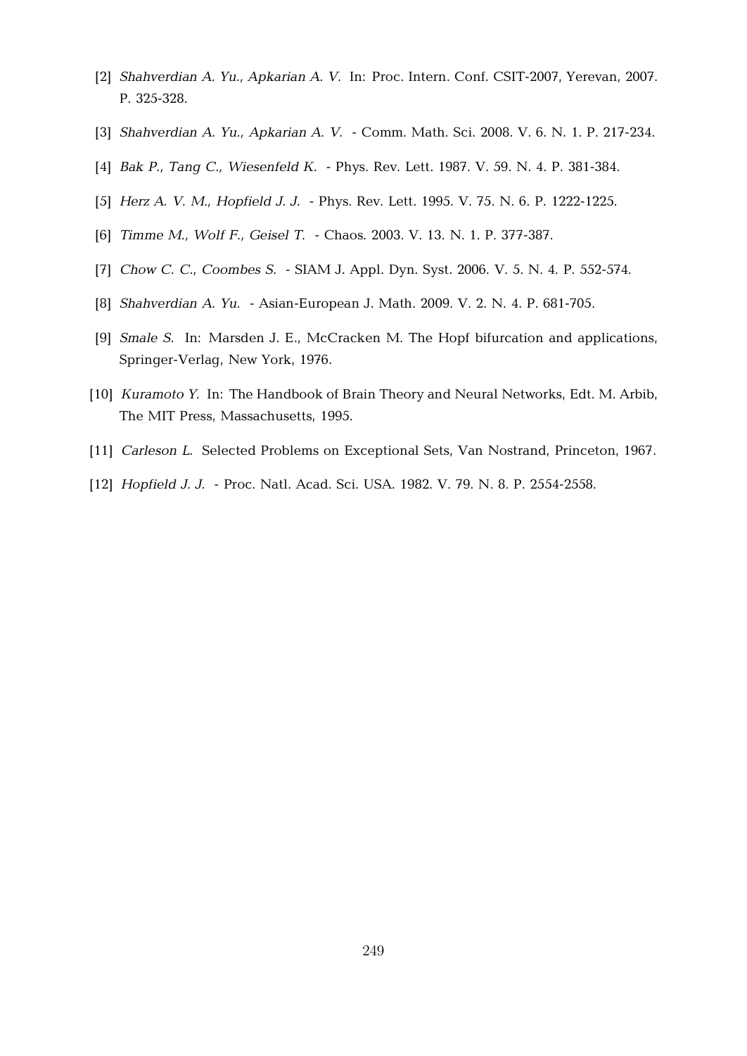[2] *Shahverdian A. Yu., Apkarian A. V.* In: Proc. Intern. Conf. CSIT-2007, Yerevan, 2007. P. 325-328.

[3] *Shahverdian A. Yu., Apkarian A. V.* - Comm. Math. Sci. 2008. V. 6. N. 1. P. 217-234.

[4] *Bak P., Tang C., Wiesenfeld K.* - Phys. Rev. Lett. 1987. V. 59. N. 4. P. 381-384.

[5] *Herz A. V. M., Hopfield J. J.* - Phys. Rev. Lett. 1995. V. 75. N. 6. P. 1222-1225.

[6] *Timme M., Wolf F., Geisel T.* - Chaos. 2003. V. 13. N. 1. P. 377-387.

[7] *Chow C. C., Coombes S.* - SIAM J. Appl. Dyn. Syst. 2006. V. 5. N. 4. P. 552-574.

[8] *Shahverdian A. Yu.* - Asian-European J. Math. 2009. V. 2. N. 4. P. 681-705.

[9] *Smale S.* In: Marsden J. E., McCracken M. The Hopf bifurcation and applications, Springer-Verlag, New York, 1976.

[10] *Kuramoto Y.* In: The Handbook of Brain Theory and Neural Networks, Edt. M. Arbib, The MIT Press, Massachusetts, 1995.

[11] *Carleson L.* Selected Problems on Exceptional Sets, Van Nostrand, Princeton, 1967.

[12] *Hopfield J. J.* - Proc. Natl. Acad. Sci. USA. 1982. V. 79. N. 8. P. 2554-2558.